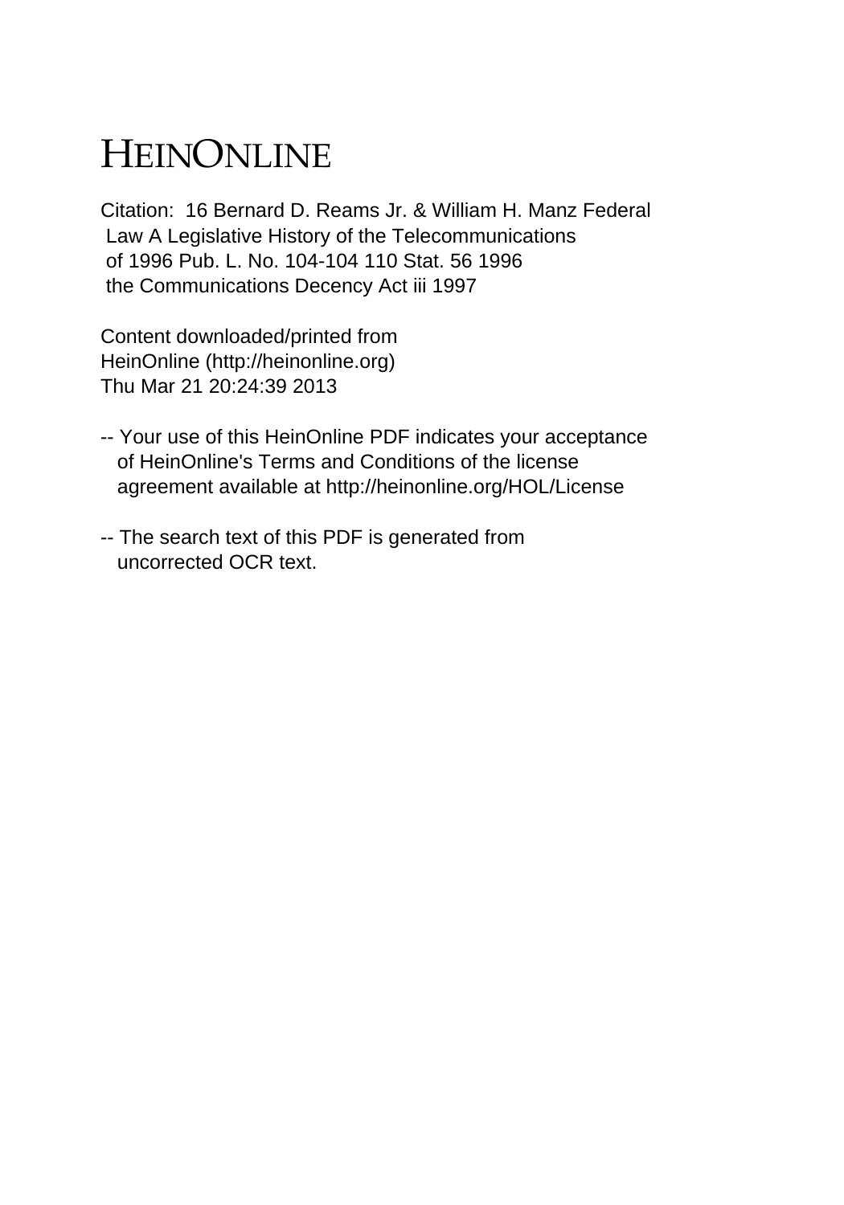# HEINONLINE

Citation: 16 Bernard D. Reams Jr. & William H. Manz Federal Law A Legislative History of the Telecommunications of 1996 Pub. L. No. 104-104 110 Stat. 56 1996 the Communications Decency Act iii 1997

Content downloaded/printed from
HeinOnline (http://heinonline.org)
Thu Mar 21 20:24:39 2013

-- Your use of this HeinOnline PDF indicates your acceptance of HeinOnline's Terms and Conditions of the license agreement available at http://heinonline.org/HOL/License

-- The search text of this PDF is generated from uncorrected OCR text.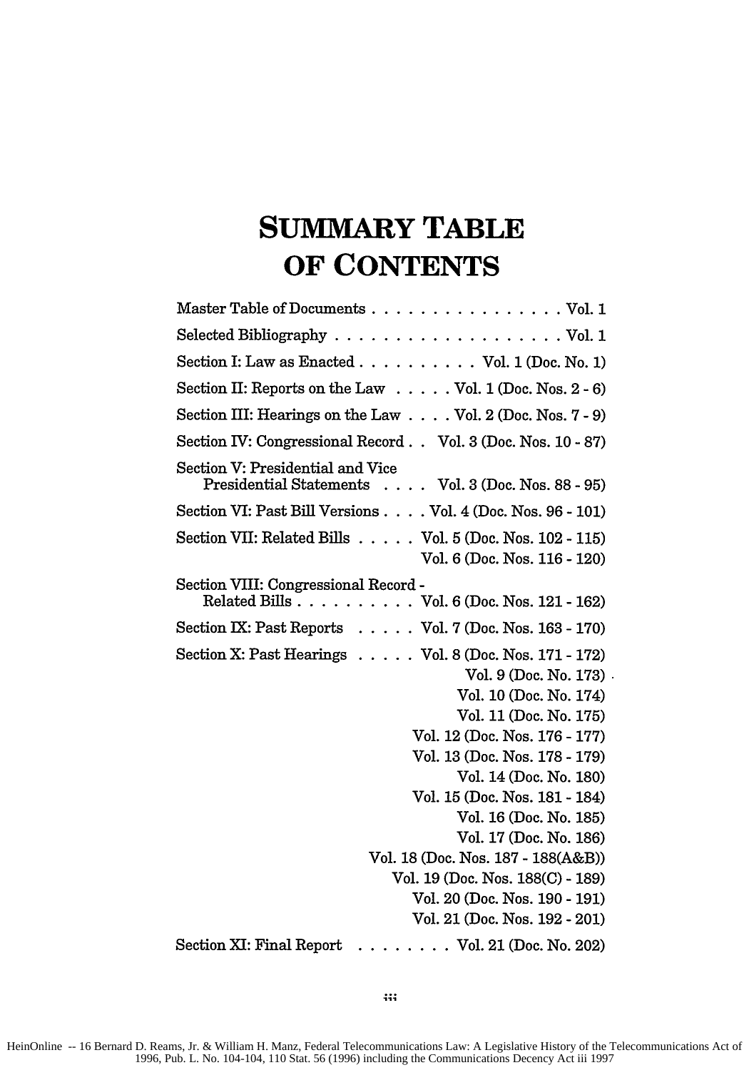# SUMMARY TABLE OF CONTENTS

| | |
|---|---|
| Master Table of Documents | Vol. 1 |
| Selected Bibliography | Vol. 1 |
| Section I: Law as Enacted | Vol. 1 (Doc. No. 1) |
| Section II: Reports on the Law | Vol. 1 (Doc. Nos. 2 - 6) |
| Section III: Hearings on the Law | Vol. 2 (Doc. Nos. 7 - 9) |
| Section IV: Congressional Record | Vol. 3 (Doc. Nos. 10 - 87) |
| Section V: Presidential and Vice Presidential Statements | Vol. 3 (Doc. Nos. 88 - 95) |
| Section VI: Past Bill Versions | Vol. 4 (Doc. Nos. 96 - 101) |
| Section VII: Related Bills | Vol. 5 (Doc. Nos. 102 - 115) |
| | Vol. 6 (Doc. Nos. 116 - 120) |
| Section VIII: Congressional Record - Related Bills | Vol. 6 (Doc. Nos. 121 - 162) |
| Section IX: Past Reports | Vol. 7 (Doc. Nos. 163 - 170) |
| Section X: Past Hearings | Vol. 8 (Doc. Nos. 171 - 172) |
| | Vol. 9 (Doc. No. 173) |
| | Vol. 10 (Doc. No. 174) |
| | Vol. 11 (Doc. No. 175) |
| | Vol. 12 (Doc. Nos. 176 - 177) |
| | Vol. 13 (Doc. Nos. 178 - 179) |
| | Vol. 14 (Doc. No. 180) |
| | Vol. 15 (Doc. Nos. 181 - 184) |
| | Vol. 16 (Doc. No. 185) |
| | Vol. 17 (Doc. No. 186) |
| | Vol. 18 (Doc. Nos. 187 - 188(A&B)) |
| | Vol. 19 (Doc. Nos. 188(C) - 189) |
| | Vol. 20 (Doc. Nos. 190 - 191) |
| | Vol. 21 (Doc. Nos. 192 - 201) |
| Section XI: Final Report | Vol. 21 (Doc. No. 202) |